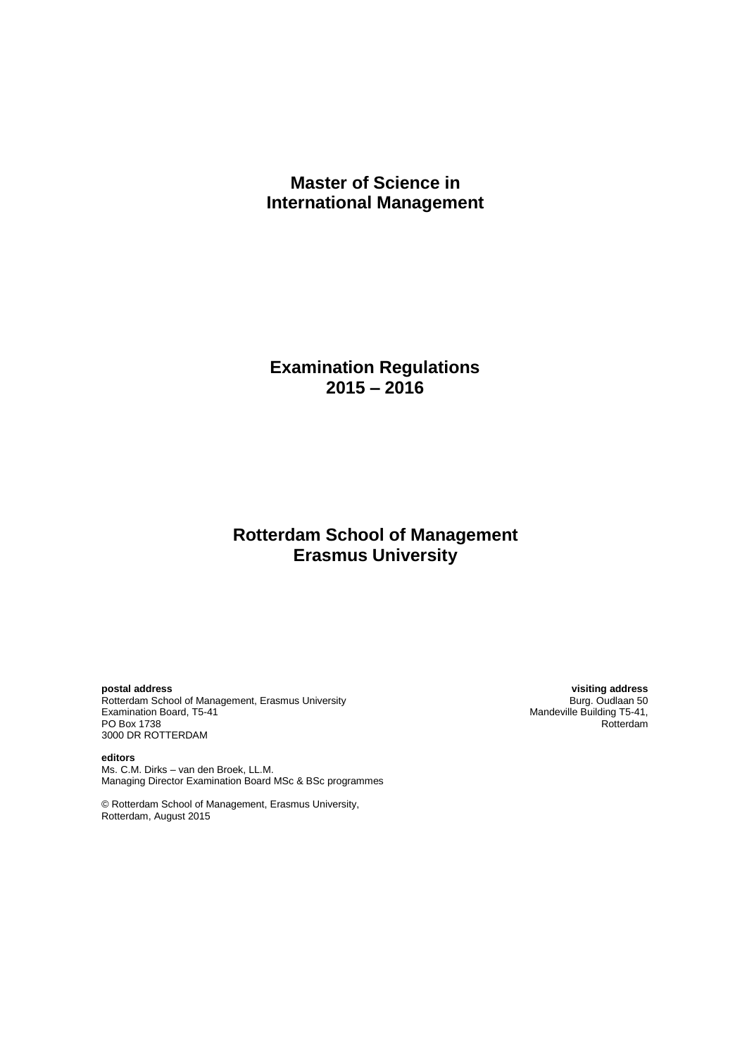# Master of Science in International Management

## Examination Regulations 2015 – 2016

## Rotterdam School of Management Erasmus University

**postal address**
Rotterdam School of Management, Erasmus University
Examination Board, T5-41
PO Box 1738
3000 DR ROTTERDAM

**visiting address**
Burg. Oudlaan 50
Mandeville Building T5-41,
Rotterdam

**editors**
Ms. C.M. Dirks – van den Broek, LL.M.
Managing Director Examination Board MSc & BSc programmes

© Rotterdam School of Management, Erasmus University,
Rotterdam, August 2015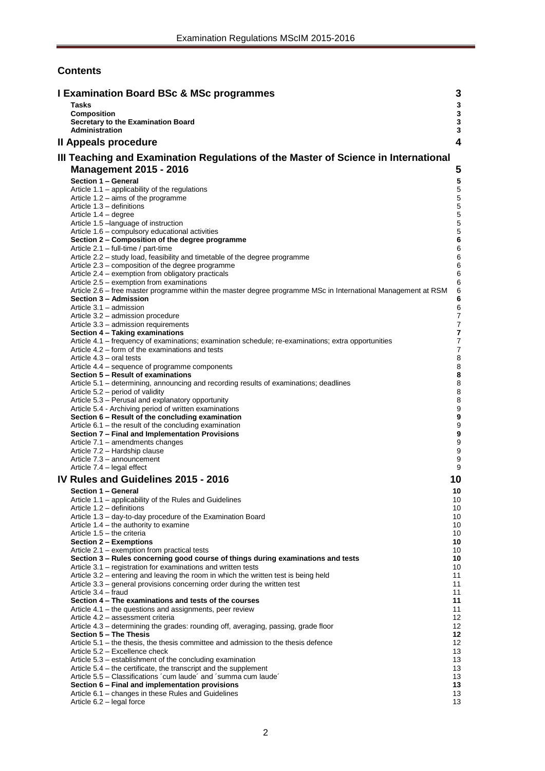## Contents

| | |
|---|---|
| **I Examination Board BSc & MSc programmes** | **3** |
| **Tasks** | **3** |
| **Composition** | **3** |
| **Secretary to the Examination Board** | **3** |
| **Administration** | **3** |
| **II Appeals procedure** | **4** |
| **III Teaching and Examination Regulations of the Master of Science in International Management 2015 - 2016** | **5** |
| **Section 1 – General** | **5** |
| Article 1.1 – applicability of the regulations | 5 |
| Article 1.2 – aims of the programme | 5 |
| Article 1.3 – definitions | 5 |
| Article 1.4 – degree | 5 |
| Article 1.5 –language of instruction | 5 |
| Article 1.6 – compulsory educational activities | 5 |
| **Section 2 – Composition of the degree programme** | **6** |
| Article 2.1 – full-time / part-time | 6 |
| Article 2.2 – study load, feasibility and timetable of the degree programme | 6 |
| Article 2.3 – composition of the degree programme | 6 |
| Article 2.4 – exemption from obligatory practicals | 6 |
| Article 2.5 – exemption from examinations | 6 |
| Article 2.6 – free master programme within the master degree programme MSc in International Management at RSM | 6 |
| **Section 3 – Admission** | **6** |
| Article 3.1 – admission | 6 |
| Article 3.2 – admission procedure | 7 |
| Article 3.3 – admission requirements | 7 |
| **Section 4 – Taking examinations** | **7** |
| Article 4.1 – frequency of examinations; examination schedule; re-examinations; extra opportunities | 7 |
| Article 4.2 – form of the examinations and tests | 7 |
| Article 4.3 – oral tests | 8 |
| Article 4.4 – sequence of programme components | 8 |
| **Section 5 – Result of examinations** | **8** |
| Article 5.1 – determining, announcing and recording results of examinations; deadlines | 8 |
| Article 5.2 – period of validity | 8 |
| Article 5.3 – Perusal and explanatory opportunity | 8 |
| Article 5.4 - Archiving period of written examinations | 9 |
| **Section 6 – Result of the concluding examination** | **9** |
| Article 6.1 – the result of the concluding examination | 9 |
| **Section 7 – Final and Implementation Provisions** | **9** |
| Article 7.1 – amendments changes | 9 |
| Article 7.2 – Hardship clause | 9 |
| Article 7.3 – announcement | 9 |
| Article 7.4 – legal effect | 9 |
| **IV Rules and Guidelines 2015 - 2016** | **10** |
| **Section 1 – General** | **10** |
| Article 1.1 – applicability of the Rules and Guidelines | 10 |
| Article 1.2 – definitions | 10 |
| Article 1.3 – day-to-day procedure of the Examination Board | 10 |
| Article 1.4 – the authority to examine | 10 |
| Article 1.5 – the criteria | 10 |
| **Section 2 – Exemptions** | **10** |
| Article 2.1 – exemption from practical tests | 10 |
| **Section 3 – Rules concerning good course of things during examinations and tests** | **10** |
| Article 3.1 – registration for examinations and written tests | 10 |
| Article 3.2 – entering and leaving the room in which the written test is being held | 11 |
| Article 3.3 – general provisions concerning order during the written test | 11 |
| Article 3.4 – fraud | 11 |
| **Section 4 – The examinations and tests of the courses** | **11** |
| Article 4.1 – the questions and assignments, peer review | 11 |
| Article 4.2 – assessment criteria | 12 |
| Article 4.3 – determining the grades: rounding off, averaging, passing, grade floor | 12 |
| **Section 5 – The Thesis** | **12** |
| Article 5.1 – the thesis, the thesis committee and admission to the thesis defence | 12 |
| Article 5.2 – Excellence check | 13 |
| Article 5.3 – establishment of the concluding examination | 13 |
| Article 5.4 – the certificate, the transcript and the supplement | 13 |
| Article 5.5 – Classifications ´cum laude´ and ´summa cum laude´ | 13 |
| **Section 6 – Final and implementation provisions** | **13** |
| Article 6.1 – changes in these Rules and Guidelines | 13 |
| Article 6.2 – legal force | 13 |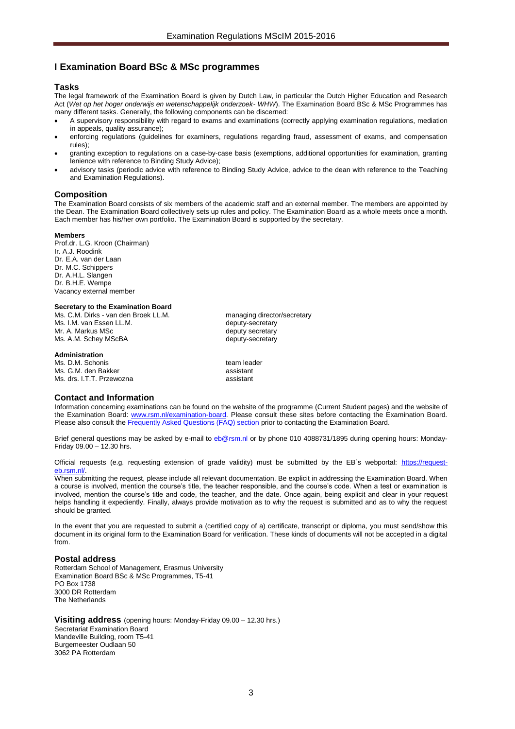# I Examination Board BSc & MSc programmes

## Tasks

The legal framework of the Examination Board is given by Dutch Law, in particular the Dutch Higher Education and Research Act (*Wet op het hoger onderwijs en wetenschappelijk onderzoek- WHW*). The Examination Board BSc & MSc Programmes has many different tasks. Generally, the following components can be discerned:

- A supervisory responsibility with regard to exams and examinations (correctly applying examination regulations, mediation in appeals, quality assurance);
- enforcing regulations (guidelines for examiners, regulations regarding fraud, assessment of exams, and compensation rules);
- granting exception to regulations on a case-by-case basis (exemptions, additional opportunities for examination, granting lenience with reference to Binding Study Advice);
- advisory tasks (periodic advice with reference to Binding Study Advice, advice to the dean with reference to the Teaching and Examination Regulations).

## Composition

The Examination Board consists of six members of the academic staff and an external member. The members are appointed by the Dean. The Examination Board collectively sets up rules and policy. The Examination Board as a whole meets once a month. Each member has his/her own portfolio. The Examination Board is supported by the secretary.

**Members**

Prof.dr. L.G. Kroon (Chairman)
Ir. A.J. Roodink
Dr. E.A. van der Laan
Dr. M.C. Schippers
Dr. A.H.L. Slangen
Dr. B.H.E. Wempe
Vacancy external member

**Secretary to the Examination Board**

| | |
|---|---|
| Ms. C.M. Dirks - van den Broek LL.M. | managing director/secretary |
| Ms. I.M. van Essen LL.M. | deputy-secretary |
| Mr. A. Markus MSc | deputy secretary |
| Ms. A.M. Schey MScBA | deputy-secretary |

**Administration**

| | |
|---|---|
| Ms. D.M. Schonis | team leader |
| Ms. G.M. den Bakker | assistant |
| Ms. drs. I.T.T. Przewozna | assistant |

## Contact and Information

Information concerning examinations can be found on the website of the programme (Current Student pages) and the website of the Examination Board: www.rsm.nl/examination-board. Please consult these sites before contacting the Examination Board. Please also consult the Frequently Asked Questions (FAQ) section prior to contacting the Examination Board.

Brief general questions may be asked by e-mail to eb@rsm.nl or by phone 010 4088731/1895 during opening hours: Monday-Friday 09.00 – 12.30 hrs.

Official requests (e.g. requesting extension of grade validity) must be submitted by the EB´s webportal: https://request-eb.rsm.nl/.

When submitting the request, please include all relevant documentation. Be explicit in addressing the Examination Board. When a course is involved, mention the course's title, the teacher responsible, and the course's code. When a test or examination is involved, mention the course's title and code, the teacher, and the date. Once again, being explicit and clear in your request helps handling it expediently. Finally, always provide motivation as to why the request is submitted and as to why the request should be granted.

In the event that you are requested to submit a (certified copy of a) certificate, transcript or diploma, you must send/show this document in its original form to the Examination Board for verification. These kinds of documents will not be accepted in a digital from.

## Postal address

Rotterdam School of Management, Erasmus University
Examination Board BSc & MSc Programmes, T5-41
PO Box 1738
3000 DR Rotterdam
The Netherlands

## Visiting address (opening hours: Monday-Friday 09.00 – 12.30 hrs.)

Secretariat Examination Board
Mandeville Building, room T5-41
Burgemeester Oudlaan 50
3062 PA Rotterdam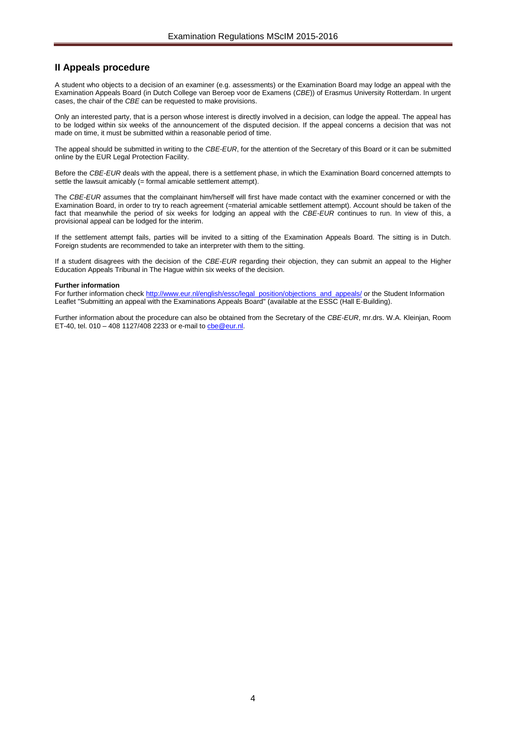## II Appeals procedure

A student who objects to a decision of an examiner (e.g. assessments) or the Examination Board may lodge an appeal with the Examination Appeals Board (in Dutch College van Beroep voor de Examens (*CBE*)) of Erasmus University Rotterdam. In urgent cases, the chair of the *CBE* can be requested to make provisions.

Only an interested party, that is a person whose interest is directly involved in a decision, can lodge the appeal. The appeal has to be lodged within six weeks of the announcement of the disputed decision. If the appeal concerns a decision that was not made on time, it must be submitted within a reasonable period of time.

The appeal should be submitted in writing to the *CBE-EUR*, for the attention of the Secretary of this Board or it can be submitted online by the EUR Legal Protection Facility.

Before the *CBE-EUR* deals with the appeal, there is a settlement phase, in which the Examination Board concerned attempts to settle the lawsuit amicably (= formal amicable settlement attempt).

The *CBE-EUR* assumes that the complainant him/herself will first have made contact with the examiner concerned or with the Examination Board, in order to try to reach agreement (=material amicable settlement attempt). Account should be taken of the fact that meanwhile the period of six weeks for lodging an appeal with the *CBE-EUR* continues to run. In view of this, a provisional appeal can be lodged for the interim.

If the settlement attempt fails, parties will be invited to a sitting of the Examination Appeals Board. The sitting is in Dutch. Foreign students are recommended to take an interpreter with them to the sitting.

If a student disagrees with the decision of the *CBE-EUR* regarding their objection, they can submit an appeal to the Higher Education Appeals Tribunal in The Hague within six weeks of the decision.

**Further information**

For further information check http://www.eur.nl/english/essc/legal_position/objections_and_appeals/ or the Student Information Leaflet "Submitting an appeal with the Examinations Appeals Board" (available at the ESSC (Hall E-Building).

Further information about the procedure can also be obtained from the Secretary of the *CBE-EUR*, mr.drs. W.A. Kleinjan, Room ET-40, tel. 010 – 408 1127/408 2233 or e-mail to cbe@eur.nl.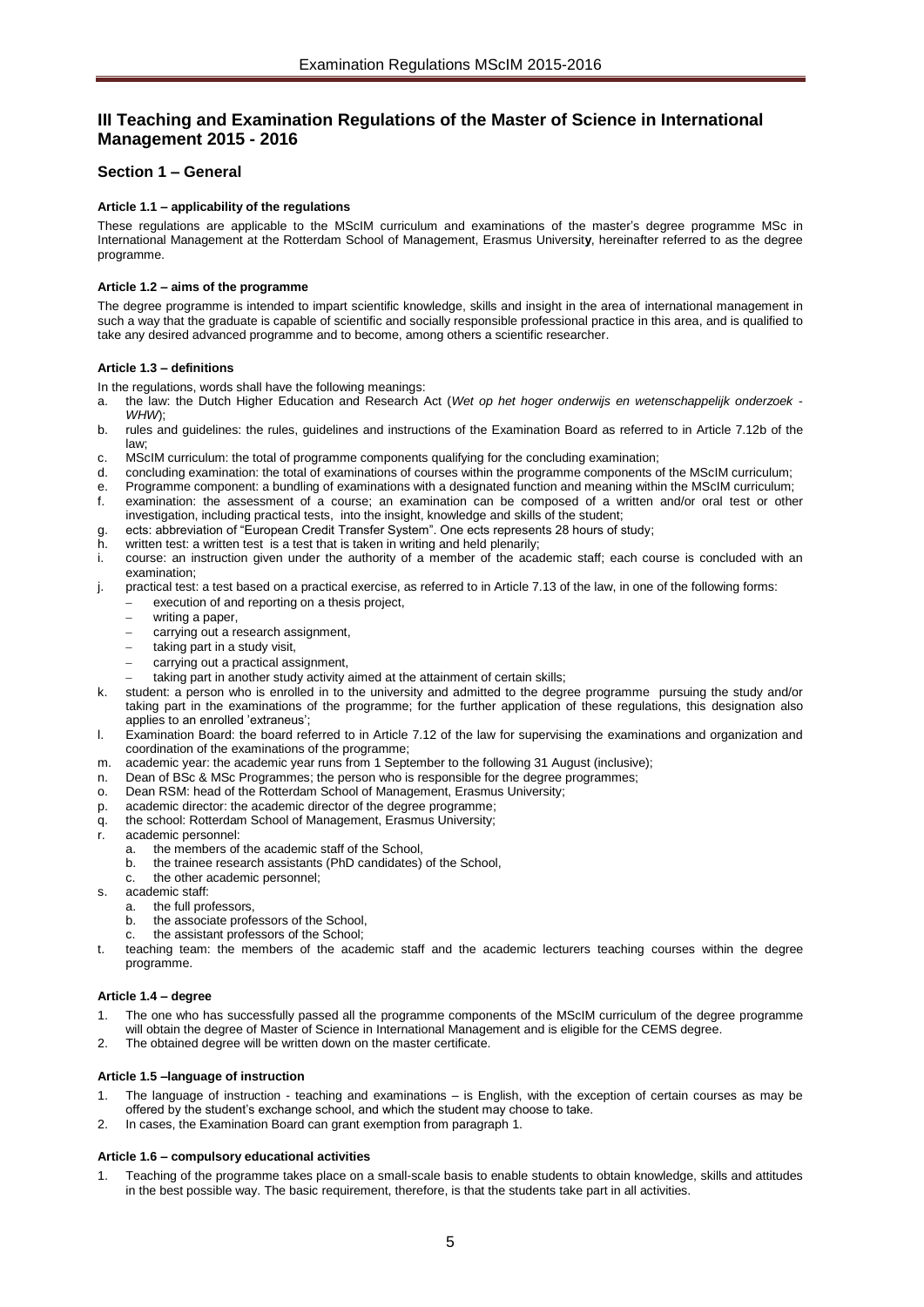## III Teaching and Examination Regulations of the Master of Science in International Management 2015 - 2016

### Section 1 – General

#### Article 1.1 – applicability of the regulations

These regulations are applicable to the MScIM curriculum and examinations of the master's degree programme MSc in International Management at the Rotterdam School of Management, Erasmus University, hereinafter referred to as the degree programme.

#### Article 1.2 – aims of the programme

The degree programme is intended to impart scientific knowledge, skills and insight in the area of international management in such a way that the graduate is capable of scientific and socially responsible professional practice in this area, and is qualified to take any desired advanced programme and to become, among others a scientific researcher.

#### Article 1.3 – definitions

In the regulations, words shall have the following meanings:

a. the law: the Dutch Higher Education and Research Act (*Wet op het hoger onderwijs en wetenschappelijk onderzoek - WHW*);
b. rules and guidelines: the rules, guidelines and instructions of the Examination Board as referred to in Article 7.12b of the law;
c. MScIM curriculum: the total of programme components qualifying for the concluding examination;
d. concluding examination: the total of examinations of courses within the programme components of the MScIM curriculum;
e. Programme component: a bundling of examinations with a designated function and meaning within the MScIM curriculum;
f. examination: the assessment of a course; an examination can be composed of a written and/or oral test or other investigation, including practical tests, into the insight, knowledge and skills of the student;
g. ects: abbreviation of "European Credit Transfer System". One ects represents 28 hours of study;
h. written test: a written test is a test that is taken in writing and held plenarily;
i. course: an instruction given under the authority of a member of the academic staff; each course is concluded with an examination;
j. practical test: a test based on a practical exercise, as referred to in Article 7.13 of the law, in one of the following forms:
   - execution of and reporting on a thesis project,
   - writing a paper,
   - carrying out a research assignment,
   - taking part in a study visit,
   - carrying out a practical assignment,
   - taking part in another study activity aimed at the attainment of certain skills;
k. student: a person who is enrolled in to the university and admitted to the degree programme pursuing the study and/or taking part in the examinations of the programme; for the further application of these regulations, this designation also applies to an enrolled 'extraneus';
l. Examination Board: the board referred to in Article 7.12 of the law for supervising the examinations and organization and coordination of the examinations of the programme;
m. academic year: the academic year runs from 1 September to the following 31 August (inclusive);
n. Dean of BSc & MSc Programmes; the person who is responsible for the degree programmes;
o. Dean RSM: head of the Rotterdam School of Management, Erasmus University;
p. academic director: the academic director of the degree programme;
q. the school: Rotterdam School of Management, Erasmus University;
r. academic personnel:
   a. the members of the academic staff of the School,
   b. the trainee research assistants (PhD candidates) of the School,
   c. the other academic personnel;
s. academic staff:
   a. the full professors,
   b. the associate professors of the School,
   c. the assistant professors of the School;
t. teaching team: the members of the academic staff and the academic lecturers teaching courses within the degree programme.

#### Article 1.4 – degree

1. The one who has successfully passed all the programme components of the MScIM curriculum of the degree programme will obtain the degree of Master of Science in International Management and is eligible for the CEMS degree.
2. The obtained degree will be written down on the master certificate.

#### Article 1.5 –language of instruction

1. The language of instruction - teaching and examinations – is English, with the exception of certain courses as may be offered by the student's exchange school, and which the student may choose to take.
2. In cases, the Examination Board can grant exemption from paragraph 1.

#### Article 1.6 – compulsory educational activities

1. Teaching of the programme takes place on a small-scale basis to enable students to obtain knowledge, skills and attitudes in the best possible way. The basic requirement, therefore, is that the students take part in all activities.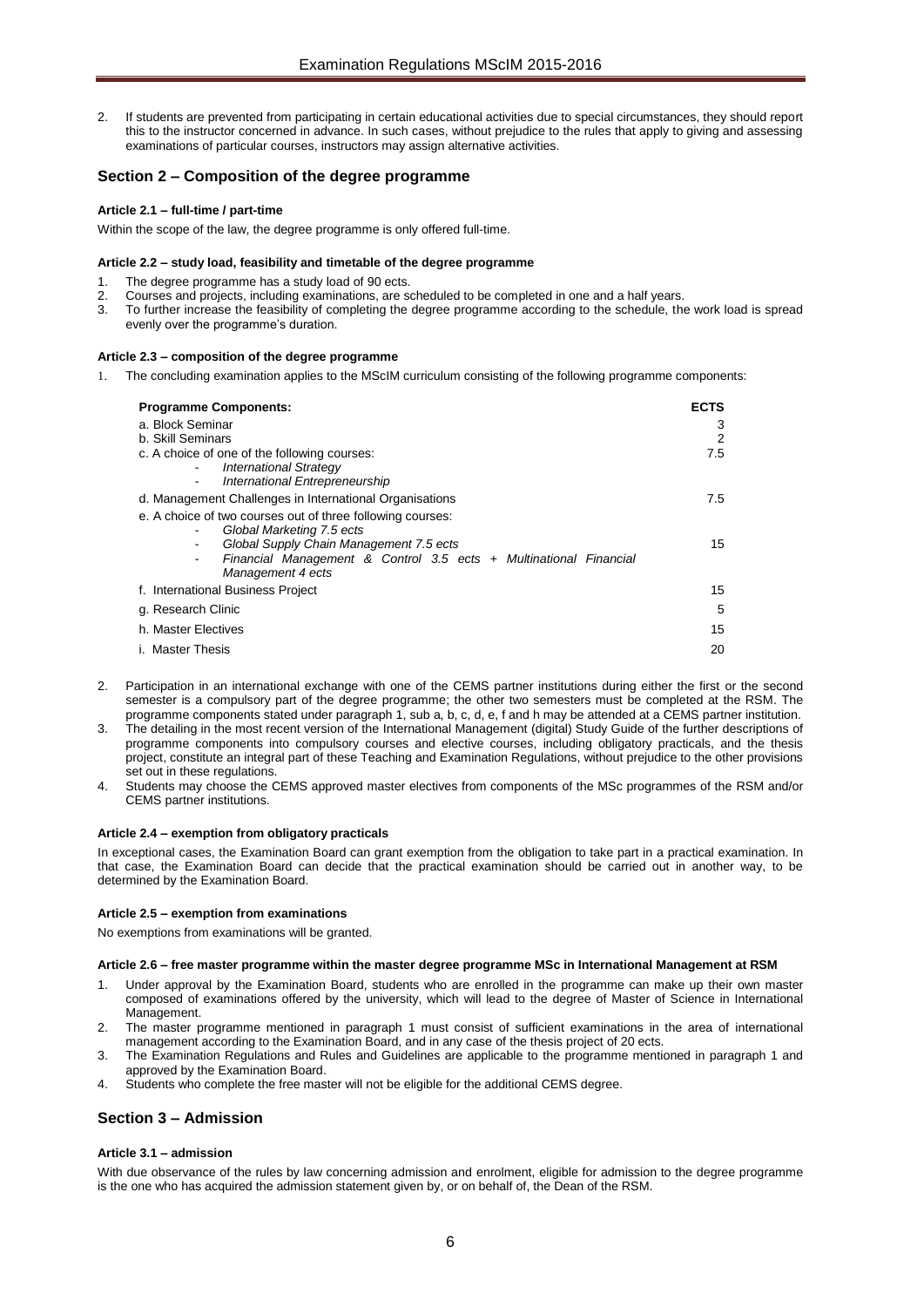2. If students are prevented from participating in certain educational activities due to special circumstances, they should report this to the instructor concerned in advance. In such cases, without prejudice to the rules that apply to giving and assessing examinations of particular courses, instructors may assign alternative activities.

## Section 2 – Composition of the degree programme

#### Article 2.1 – full-time / part-time

Within the scope of the law, the degree programme is only offered full-time.

#### Article 2.2 – study load, feasibility and timetable of the degree programme

1. The degree programme has a study load of 90 ects.
2. Courses and projects, including examinations, are scheduled to be completed in one and a half years.
3. To further increase the feasibility of completing the degree programme according to the schedule, the work load is spread evenly over the programme's duration.

#### Article 2.3 – composition of the degree programme

1. The concluding examination applies to the MScIM curriculum consisting of the following programme components:

| Programme Components: | ECTS |
|---|---|
| a. Block Seminar | 3 |
| b. Skill Seminars | 2 |
| c. A choice of one of the following courses:<br>- *International Strategy*<br>- *International Entrepreneurship* | 7.5 |
| d. Management Challenges in International Organisations | 7.5 |
| e. A choice of two courses out of three following courses:<br>- *Global Marketing 7.5 ects*<br>- *Global Supply Chain Management 7.5 ects*<br>- *Financial Management & Control 3.5 ects + Multinational Financial Management 4 ects* | 15 |
| f. International Business Project | 15 |
| g. Research Clinic | 5 |
| h. Master Electives | 15 |
| i. Master Thesis | 20 |

2. Participation in an international exchange with one of the CEMS partner institutions during either the first or the second semester is a compulsory part of the degree programme; the other two semesters must be completed at the RSM. The programme components stated under paragraph 1, sub a, b, c, d, e, f and h may be attended at a CEMS partner institution.
3. The detailing in the most recent version of the International Management (digital) Study Guide of the further descriptions of programme components into compulsory courses and elective courses, including obligatory practicals, and the thesis project, constitute an integral part of these Teaching and Examination Regulations, without prejudice to the other provisions set out in these regulations.
4. Students may choose the CEMS approved master electives from components of the MSc programmes of the RSM and/or CEMS partner institutions.

#### Article 2.4 – exemption from obligatory practicals

In exceptional cases, the Examination Board can grant exemption from the obligation to take part in a practical examination. In that case, the Examination Board can decide that the practical examination should be carried out in another way, to be determined by the Examination Board.

#### Article 2.5 – exemption from examinations

No exemptions from examinations will be granted.

#### Article 2.6 – free master programme within the master degree programme MSc in International Management at RSM

1. Under approval by the Examination Board, students who are enrolled in the programme can make up their own master composed of examinations offered by the university, which will lead to the degree of Master of Science in International Management.
2. The master programme mentioned in paragraph 1 must consist of sufficient examinations in the area of international management according to the Examination Board, and in any case of the thesis project of 20 ects.
3. The Examination Regulations and Rules and Guidelines are applicable to the programme mentioned in paragraph 1 and approved by the Examination Board.
4. Students who complete the free master will not be eligible for the additional CEMS degree.

## Section 3 – Admission

#### Article 3.1 – admission

With due observance of the rules by law concerning admission and enrolment, eligible for admission to the degree programme is the one who has acquired the admission statement given by, or on behalf of, the Dean of the RSM.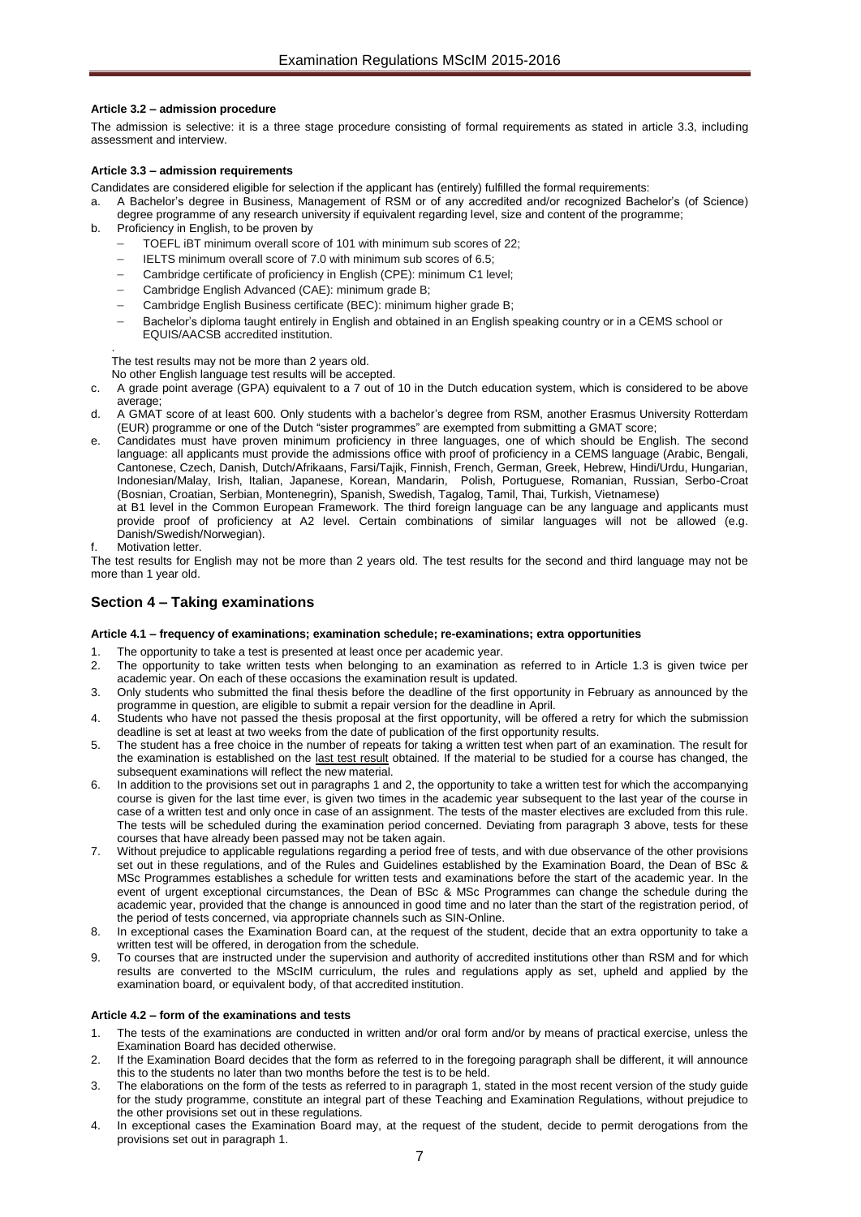**Article 3.2 – admission procedure**

The admission is selective: it is a three stage procedure consisting of formal requirements as stated in article 3.3, including assessment and interview.

**Article 3.3 – admission requirements**

Candidates are considered eligible for selection if the applicant has (entirely) fulfilled the formal requirements:

a. A Bachelor's degree in Business, Management of RSM or of any accredited and/or recognized Bachelor's (of Science) degree programme of any research university if equivalent regarding level, size and content of the programme;

b. Proficiency in English, to be proven by
   - TOEFL iBT minimum overall score of 101 with minimum sub scores of 22;
   - IELTS minimum overall score of 7.0 with minimum sub scores of 6.5;
   - Cambridge certificate of proficiency in English (CPE): minimum C1 level;
   - Cambridge English Advanced (CAE): minimum grade B;
   - Cambridge English Business certificate (BEC): minimum higher grade B;
   - Bachelor's diploma taught entirely in English and obtained in an English speaking country or in a CEMS school or EQUIS/AACSB accredited institution.

   .
   The test results may not be more than 2 years old.
   No other English language test results will be accepted.

c. A grade point average (GPA) equivalent to a 7 out of 10 in the Dutch education system, which is considered to be above average;

d. A GMAT score of at least 600. Only students with a bachelor's degree from RSM, another Erasmus University Rotterdam (EUR) programme or one of the Dutch "sister programmes" are exempted from submitting a GMAT score;

e. Candidates must have proven minimum proficiency in three languages, one of which should be English. The second language: all applicants must provide the admissions office with proof of proficiency in a CEMS language (Arabic, Bengali, Cantonese, Czech, Danish, Dutch/Afrikaans, Farsi/Tajik, Finnish, French, German, Greek, Hebrew, Hindi/Urdu, Hungarian, Indonesian/Malay, Irish, Italian, Japanese, Korean, Mandarin, Polish, Portuguese, Romanian, Russian, Serbo-Croat (Bosnian, Croatian, Serbian, Montenegrin), Spanish, Swedish, Tagalog, Tamil, Thai, Turkish, Vietnamese)
   at B1 level in the Common European Framework. The third foreign language can be any language and applicants must provide proof of proficiency at A2 level. Certain combinations of similar languages will not be allowed (e.g. Danish/Swedish/Norwegian).

f. Motivation letter.

The test results for English may not be more than 2 years old. The test results for the second and third language may not be more than 1 year old.

## Section 4 – Taking examinations

**Article 4.1 – frequency of examinations; examination schedule; re-examinations; extra opportunities**

1. The opportunity to take a test is presented at least once per academic year.
2. The opportunity to take written tests when belonging to an examination as referred to in Article 1.3 is given twice per academic year. On each of these occasions the examination result is updated.
3. Only students who submitted the final thesis before the deadline of the first opportunity in February as announced by the programme in question, are eligible to submit a repair version for the deadline in April.
4. Students who have not passed the thesis proposal at the first opportunity, will be offered a retry for which the submission deadline is set at least at two weeks from the date of publication of the first opportunity results.
5. The student has a free choice in the number of repeats for taking a written test when part of an examination. The result for the examination is established on the <u>last test result</u> obtained. If the material to be studied for a course has changed, the subsequent examinations will reflect the new material.
6. In addition to the provisions set out in paragraphs 1 and 2, the opportunity to take a written test for which the accompanying course is given for the last time ever, is given two times in the academic year subsequent to the last year of the course in case of a written test and only once in case of an assignment. The tests of the master electives are excluded from this rule. The tests will be scheduled during the examination period concerned. Deviating from paragraph 3 above, tests for these courses that have already been passed may not be taken again.
7. Without prejudice to applicable regulations regarding a period free of tests, and with due observance of the other provisions set out in these regulations, and of the Rules and Guidelines established by the Examination Board, the Dean of BSc & MSc Programmes establishes a schedule for written tests and examinations before the start of the academic year. In the event of urgent exceptional circumstances, the Dean of BSc & MSc Programmes can change the schedule during the academic year, provided that the change is announced in good time and no later than the start of the registration period, of the period of tests concerned, via appropriate channels such as SIN-Online.
8. In exceptional cases the Examination Board can, at the request of the student, decide that an extra opportunity to take a written test will be offered, in derogation from the schedule.
9. To courses that are instructed under the supervision and authority of accredited institutions other than RSM and for which results are converted to the MScIM curriculum, the rules and regulations apply as set, upheld and applied by the examination board, or equivalent body, of that accredited institution.

**Article 4.2 – form of the examinations and tests**

1. The tests of the examinations are conducted in written and/or oral form and/or by means of practical exercise, unless the Examination Board has decided otherwise.
2. If the Examination Board decides that the form as referred to in the foregoing paragraph shall be different, it will announce this to the students no later than two months before the test is to be held.
3. The elaborations on the form of the tests as referred to in paragraph 1, stated in the most recent version of the study guide for the study programme, constitute an integral part of these Teaching and Examination Regulations, without prejudice to the other provisions set out in these regulations.
4. In exceptional cases the Examination Board may, at the request of the student, decide to permit derogations from the provisions set out in paragraph 1.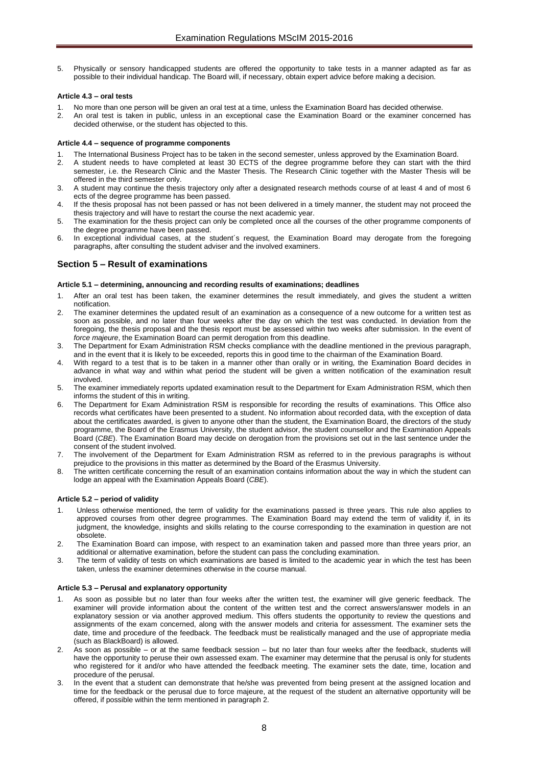5. Physically or sensory handicapped students are offered the opportunity to take tests in a manner adapted as far as possible to their individual handicap. The Board will, if necessary, obtain expert advice before making a decision.

#### Article 4.3 – oral tests

1. No more than one person will be given an oral test at a time, unless the Examination Board has decided otherwise.
2. An oral test is taken in public, unless in an exceptional case the Examination Board or the examiner concerned has decided otherwise, or the student has objected to this.

#### Article 4.4 – sequence of programme components

1. The International Business Project has to be taken in the second semester, unless approved by the Examination Board.
2. A student needs to have completed at least 30 ECTS of the degree programme before they can start with the third semester, i.e. the Research Clinic and the Master Thesis. The Research Clinic together with the Master Thesis will be offered in the third semester only.
3. A student may continue the thesis trajectory only after a designated research methods course of at least 4 and of most 6 ects of the degree programme has been passed.
4. If the thesis proposal has not been passed or has not been delivered in a timely manner, the student may not proceed the thesis trajectory and will have to restart the course the next academic year.
5. The examination for the thesis project can only be completed once all the courses of the other programme components of the degree programme have been passed.
6. In exceptional individual cases, at the student´s request, the Examination Board may derogate from the foregoing paragraphs, after consulting the student adviser and the involved examiners.

## Section 5 – Result of examinations

#### Article 5.1 – determining, announcing and recording results of examinations; deadlines

1. After an oral test has been taken, the examiner determines the result immediately, and gives the student a written notification.
2. The examiner determines the updated result of an examination as a consequence of a new outcome for a written test as soon as possible, and no later than four weeks after the day on which the test was conducted. In deviation from the foregoing, the thesis proposal and the thesis report must be assessed within two weeks after submission. In the event of *force majeure*, the Examination Board can permit derogation from this deadline.
3. The Department for Exam Administration RSM checks compliance with the deadline mentioned in the previous paragraph, and in the event that it is likely to be exceeded, reports this in good time to the chairman of the Examination Board.
4. With regard to a test that is to be taken in a manner other than orally or in writing, the Examination Board decides in advance in what way and within what period the student will be given a written notification of the examination result involved.
5. The examiner immediately reports updated examination result to the Department for Exam Administration RSM, which then informs the student of this in writing.
6. The Department for Exam Administration RSM is responsible for recording the results of examinations. This Office also records what certificates have been presented to a student. No information about recorded data, with the exception of data about the certificates awarded, is given to anyone other than the student, the Examination Board, the directors of the study programme, the Board of the Erasmus University, the student advisor, the student counsellor and the Examination Appeals Board (*CBE*). The Examination Board may decide on derogation from the provisions set out in the last sentence under the consent of the student involved.
7. The involvement of the Department for Exam Administration RSM as referred to in the previous paragraphs is without prejudice to the provisions in this matter as determined by the Board of the Erasmus University.
8. The written certificate concerning the result of an examination contains information about the way in which the student can lodge an appeal with the Examination Appeals Board (*CBE*).

#### Article 5.2 – period of validity

1. Unless otherwise mentioned, the term of validity for the examinations passed is three years. This rule also applies to approved courses from other degree programmes. The Examination Board may extend the term of validity if, in its judgment, the knowledge, insights and skills relating to the course corresponding to the examination in question are not obsolete.
2. The Examination Board can impose, with respect to an examination taken and passed more than three years prior, an additional or alternative examination, before the student can pass the concluding examination.
3. The term of validity of tests on which examinations are based is limited to the academic year in which the test has been taken, unless the examiner determines otherwise in the course manual.

#### Article 5.3 – Perusal and explanatory opportunity

1. As soon as possible but no later than four weeks after the written test, the examiner will give generic feedback. The examiner will provide information about the content of the written test and the correct answers/answer models in an explanatory session or via another approved medium. This offers students the opportunity to review the questions and assignments of the exam concerned, along with the answer models and criteria for assessment. The examiner sets the date, time and procedure of the feedback. The feedback must be realistically managed and the use of appropriate media (such as BlackBoard) is allowed.
2. As soon as possible – or at the same feedback session – but no later than four weeks after the feedback, students will have the opportunity to peruse their own assessed exam. The examiner may determine that the perusal is only for students who registered for it and/or who have attended the feedback meeting. The examiner sets the date, time, location and procedure of the perusal.
3. In the event that a student can demonstrate that he/she was prevented from being present at the assigned location and time for the feedback or the perusal due to force majeure, at the request of the student an alternative opportunity will be offered, if possible within the term mentioned in paragraph 2.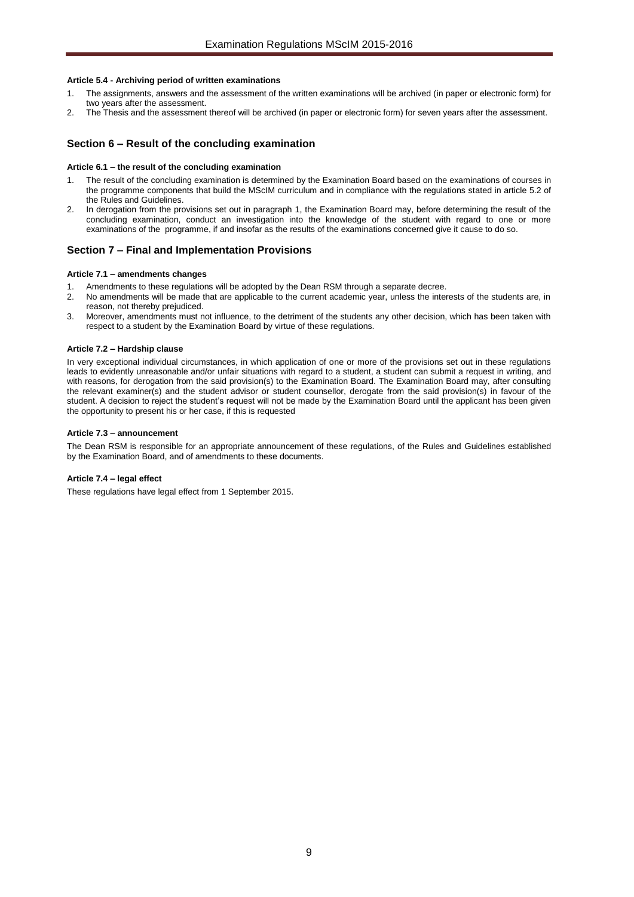#### Article 5.4 - Archiving period of written examinations

1. The assignments, answers and the assessment of the written examinations will be archived (in paper or electronic form) for two years after the assessment.
2. The Thesis and the assessment thereof will be archived (in paper or electronic form) for seven years after the assessment.

## Section 6 – Result of the concluding examination

#### Article 6.1 – the result of the concluding examination

1. The result of the concluding examination is determined by the Examination Board based on the examinations of courses in the programme components that build the MScIM curriculum and in compliance with the regulations stated in article 5.2 of the Rules and Guidelines.
2. In derogation from the provisions set out in paragraph 1, the Examination Board may, before determining the result of the concluding examination, conduct an investigation into the knowledge of the student with regard to one or more examinations of the programme, if and insofar as the results of the examinations concerned give it cause to do so.

## Section 7 – Final and Implementation Provisions

#### Article 7.1 – amendments changes

1. Amendments to these regulations will be adopted by the Dean RSM through a separate decree.
2. No amendments will be made that are applicable to the current academic year, unless the interests of the students are, in reason, not thereby prejudiced.
3. Moreover, amendments must not influence, to the detriment of the students any other decision, which has been taken with respect to a student by the Examination Board by virtue of these regulations.

#### Article 7.2 – Hardship clause

In very exceptional individual circumstances, in which application of one or more of the provisions set out in these regulations leads to evidently unreasonable and/or unfair situations with regard to a student, a student can submit a request in writing, and with reasons, for derogation from the said provision(s) to the Examination Board. The Examination Board may, after consulting the relevant examiner(s) and the student advisor or student counsellor, derogate from the said provision(s) in favour of the student. A decision to reject the student's request will not be made by the Examination Board until the applicant has been given the opportunity to present his or her case, if this is requested

#### Article 7.3 – announcement

The Dean RSM is responsible for an appropriate announcement of these regulations, of the Rules and Guidelines established by the Examination Board, and of amendments to these documents.

#### Article 7.4 – legal effect

These regulations have legal effect from 1 September 2015.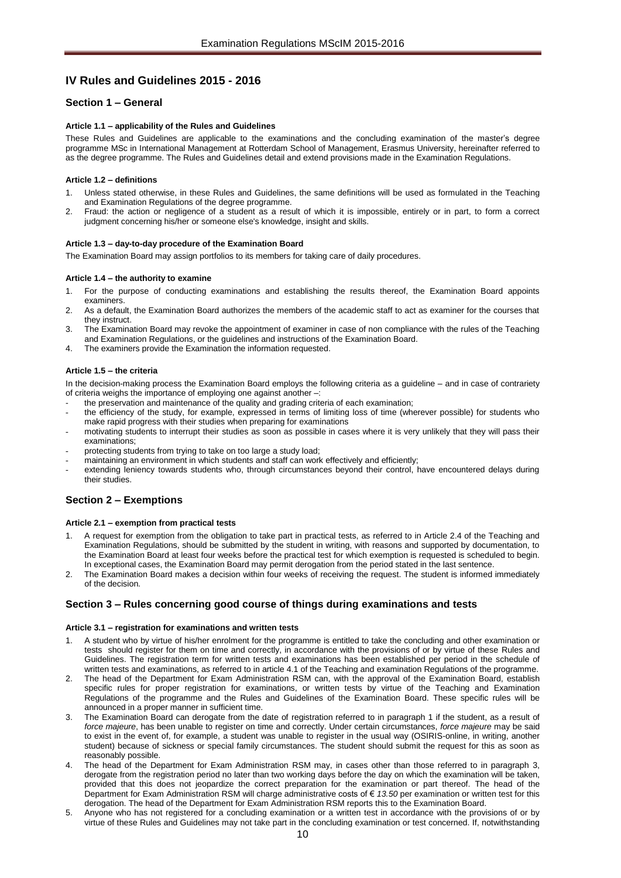# IV Rules and Guidelines 2015 - 2016

## Section 1 – General

#### Article 1.1 – applicability of the Rules and Guidelines

These Rules and Guidelines are applicable to the examinations and the concluding examination of the master's degree programme MSc in International Management at Rotterdam School of Management, Erasmus University, hereinafter referred to as the degree programme. The Rules and Guidelines detail and extend provisions made in the Examination Regulations.

#### Article 1.2 – definitions

1. Unless stated otherwise, in these Rules and Guidelines, the same definitions will be used as formulated in the Teaching and Examination Regulations of the degree programme.
2. Fraud: the action or negligence of a student as a result of which it is impossible, entirely or in part, to form a correct judgment concerning his/her or someone else's knowledge, insight and skills.

#### Article 1.3 – day-to-day procedure of the Examination Board

The Examination Board may assign portfolios to its members for taking care of daily procedures.

#### Article 1.4 – the authority to examine

1. For the purpose of conducting examinations and establishing the results thereof, the Examination Board appoints examiners.
2. As a default, the Examination Board authorizes the members of the academic staff to act as examiner for the courses that they instruct.
3. The Examination Board may revoke the appointment of examiner in case of non compliance with the rules of the Teaching and Examination Regulations, or the guidelines and instructions of the Examination Board.
4. The examiners provide the Examination the information requested.

#### Article 1.5 – the criteria

In the decision-making process the Examination Board employs the following criteria as a guideline – and in case of contrariety of criteria weighs the importance of employing one against another –:

- the preservation and maintenance of the quality and grading criteria of each examination;
- the efficiency of the study, for example, expressed in terms of limiting loss of time (wherever possible) for students who make rapid progress with their studies when preparing for examinations
- motivating students to interrupt their studies as soon as possible in cases where it is very unlikely that they will pass their examinations;
- protecting students from trying to take on too large a study load;
- maintaining an environment in which students and staff can work effectively and efficiently;
- extending leniency towards students who, through circumstances beyond their control, have encountered delays during their studies.

## Section 2 – Exemptions

#### Article 2.1 – exemption from practical tests

1. A request for exemption from the obligation to take part in practical tests, as referred to in Article 2.4 of the Teaching and Examination Regulations, should be submitted by the student in writing, with reasons and supported by documentation, to the Examination Board at least four weeks before the practical test for which exemption is requested is scheduled to begin. In exceptional cases, the Examination Board may permit derogation from the period stated in the last sentence.
2. The Examination Board makes a decision within four weeks of receiving the request. The student is informed immediately of the decision.

## Section 3 – Rules concerning good course of things during examinations and tests

#### Article 3.1 – registration for examinations and written tests

1. A student who by virtue of his/her enrolment for the programme is entitled to take the concluding and other examination or tests should register for them on time and correctly, in accordance with the provisions of or by virtue of these Rules and Guidelines. The registration term for written tests and examinations has been established per period in the schedule of written tests and examinations, as referred to in article 4.1 of the Teaching and examination Regulations of the programme.
2. The head of the Department for Exam Administration RSM can, with the approval of the Examination Board, establish specific rules for proper registration for examinations, or written tests by virtue of the Teaching and Examination Regulations of the programme and the Rules and Guidelines of the Examination Board. These specific rules will be announced in a proper manner in sufficient time.
3. The Examination Board can derogate from the date of registration referred to in paragraph 1 if the student, as a result of *force majeure*, has been unable to register on time and correctly. Under certain circumstances, *force majeure* may be said to exist in the event of, for example, a student was unable to register in the usual way (OSIRIS-online, in writing, another student) because of sickness or special family circumstances. The student should submit the request for this as soon as reasonably possible.
4. The head of the Department for Exam Administration RSM may, in cases other than those referred to in paragraph 3, derogate from the registration period no later than two working days before the day on which the examination will be taken, provided that this does not jeopardize the correct preparation for the examination or part thereof. The head of the Department for Exam Administration RSM will charge administrative costs of € *13.50* per examination or written test for this derogation. The head of the Department for Exam Administration RSM reports this to the Examination Board.
5. Anyone who has not registered for a concluding examination or a written test in accordance with the provisions of or by virtue of these Rules and Guidelines may not take part in the concluding examination or test concerned. If, notwithstanding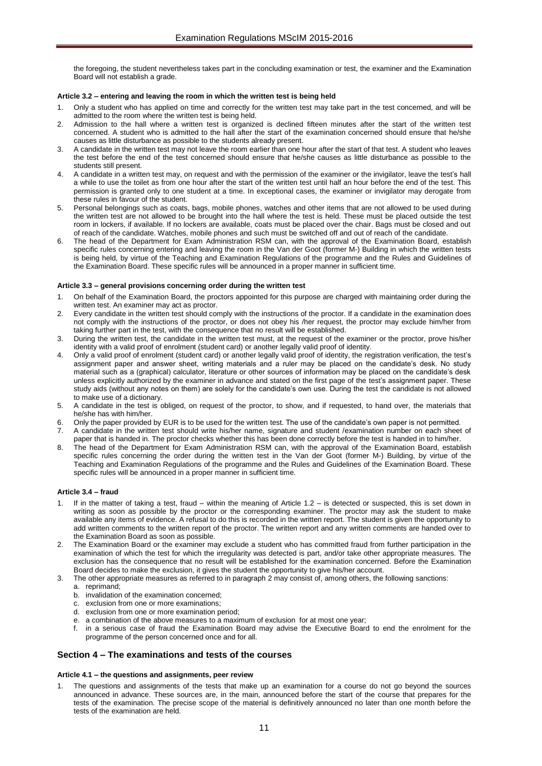the foregoing, the student nevertheless takes part in the concluding examination or test, the examiner and the Examination Board will not establish a grade.

#### Article 3.2 – entering and leaving the room in which the written test is being held

1. Only a student who has applied on time and correctly for the written test may take part in the test concerned, and will be admitted to the room where the written test is being held.
2. Admission to the hall where a written test is organized is declined fifteen minutes after the start of the written test concerned. A student who is admitted to the hall after the start of the examination concerned should ensure that he/she causes as little disturbance as possible to the students already present.
3. A candidate in the written test may not leave the room earlier than one hour after the start of that test. A student who leaves the test before the end of the test concerned should ensure that he/she causes as little disturbance as possible to the students still present.
4. A candidate in a written test may, on request and with the permission of the examiner or the invigilator, leave the test's hall a while to use the toilet as from one hour after the start of the written test until half an hour before the end of the test. This permission is granted only to one student at a time. In exceptional cases, the examiner or invigilator may derogate from these rules in favour of the student.
5. Personal belongings such as coats, bags, mobile phones, watches and other items that are not allowed to be used during the written test are not allowed to be brought into the hall where the test is held. These must be placed outside the test room in lockers, if available. If no lockers are available, coats must be placed over the chair. Bags must be closed and out of reach of the candidate. Watches, mobile phones and such must be switched off and out of reach of the candidate.
6. The head of the Department for Exam Administration RSM can, with the approval of the Examination Board, establish specific rules concerning entering and leaving the room in the Van der Goot (former M-) Building in which the written tests is being held, by virtue of the Teaching and Examination Regulations of the programme and the Rules and Guidelines of the Examination Board. These specific rules will be announced in a proper manner in sufficient time.

#### Article 3.3 – general provisions concerning order during the written test

1. On behalf of the Examination Board, the proctors appointed for this purpose are charged with maintaining order during the written test. An examiner may act as proctor.
2. Every candidate in the written test should comply with the instructions of the proctor. If a candidate in the examination does not comply with the instructions of the proctor, or does not obey his /her request, the proctor may exclude him/her from taking further part in the test, with the consequence that no result will be established.
3. During the written test, the candidate in the written test must, at the request of the examiner or the proctor, prove his/her identity with a valid proof of enrolment (student card) or another legally valid proof of identity.
4. Only a valid proof of enrolment (student card) or another legally valid proof of identity, the registration verification, the test's assignment paper and answer sheet, writing materials and a ruler may be placed on the candidate's desk. No study material such as a (graphical) calculator, literature or other sources of information may be placed on the candidate's desk unless explicitly authorized by the examiner in advance and stated on the first page of the test's assignment paper. These study aids (without any notes on them) are solely for the candidate's own use. During the test the candidate is not allowed to make use of a dictionary.
5. A candidate in the test is obliged, on request of the proctor, to show, and if requested, to hand over, the materials that he/she has with him/her.
6. Only the paper provided by EUR is to be used for the written test. The use of the candidate's own paper is not permitted.
7. A candidate in the written test should write his/her name, signature and student /examination number on each sheet of paper that is handed in. The proctor checks whether this has been done correctly before the test is handed in to him/her.
8. The head of the Department for Exam Administration RSM can, with the approval of the Examination Board, establish specific rules concerning the order during the written test in the Van der Goot (former M-) Building, by virtue of the Teaching and Examination Regulations of the programme and the Rules and Guidelines of the Examination Board. These specific rules will be announced in a proper manner in sufficient time.

#### Article 3.4 – fraud

1. If in the matter of taking a test, fraud – within the meaning of Article 1.2 – is detected or suspected, this is set down in writing as soon as possible by the proctor or the corresponding examiner. The proctor may ask the student to make available any items of evidence. A refusal to do this is recorded in the written report. The student is given the opportunity to add written comments to the written report of the proctor. The written report and any written comments are handed over to the Examination Board as soon as possible.
2. The Examination Board or the examiner may exclude a student who has committed fraud from further participation in the examination of which the test for which the irregularity was detected is part, and/or take other appropriate measures. The exclusion has the consequence that no result will be established for the examination concerned. Before the Examination Board decides to make the exclusion, it gives the student the opportunity to give his/her account.
3. The other appropriate measures as referred to in paragraph 2 may consist of, among others, the following sanctions:
   a. reprimand;
   b. invalidation of the examination concerned;
   c. exclusion from one or more examinations;
   d. exclusion from one or more examination period;
   e. a combination of the above measures to a maximum of exclusion for at most one year;
   f. in a serious case of fraud the Examination Board may advise the Executive Board to end the enrolment for the programme of the person concerned once and for all.

## Section 4 – The examinations and tests of the courses

#### Article 4.1 – the questions and assignments, peer review

1. The questions and assignments of the tests that make up an examination for a course do not go beyond the sources announced in advance. These sources are, in the main, announced before the start of the course that prepares for the tests of the examination. The precise scope of the material is definitively announced no later than one month before the tests of the examination are held.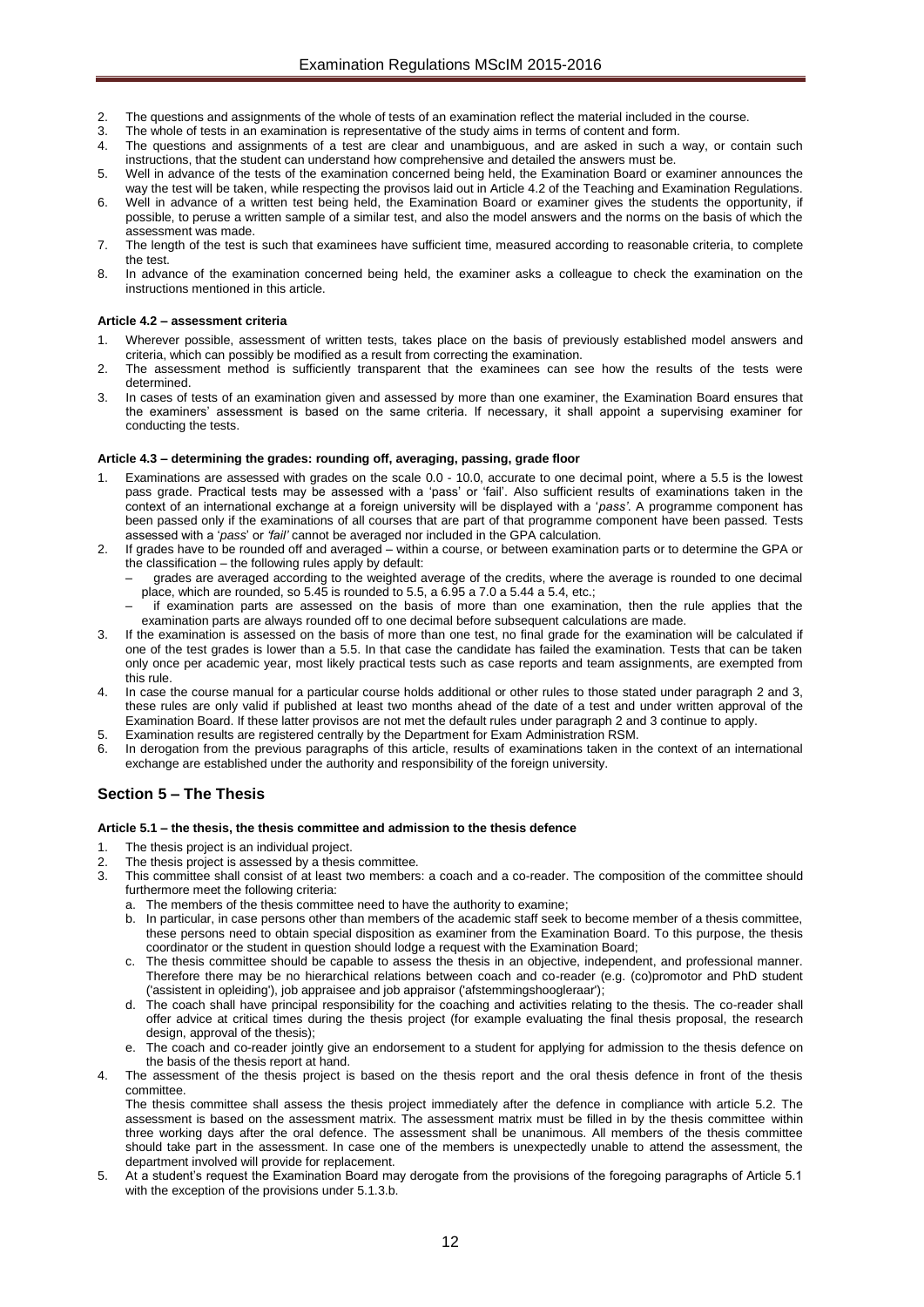2. The questions and assignments of the whole of tests of an examination reflect the material included in the course.
3. The whole of tests in an examination is representative of the study aims in terms of content and form.
4. The questions and assignments of a test are clear and unambiguous, and are asked in such a way, or contain such instructions, that the student can understand how comprehensive and detailed the answers must be.
5. Well in advance of the tests of the examination concerned being held, the Examination Board or examiner announces the way the test will be taken, while respecting the provisos laid out in Article 4.2 of the Teaching and Examination Regulations.
6. Well in advance of a written test being held, the Examination Board or examiner gives the students the opportunity, if possible, to peruse a written sample of a similar test, and also the model answers and the norms on the basis of which the assessment was made.
7. The length of the test is such that examinees have sufficient time, measured according to reasonable criteria, to complete the test.
8. In advance of the examination concerned being held, the examiner asks a colleague to check the examination on the instructions mentioned in this article.

#### Article 4.2 – assessment criteria

1. Wherever possible, assessment of written tests, takes place on the basis of previously established model answers and criteria, which can possibly be modified as a result from correcting the examination.
2. The assessment method is sufficiently transparent that the examinees can see how the results of the tests were determined.
3. In cases of tests of an examination given and assessed by more than one examiner, the Examination Board ensures that the examiners' assessment is based on the same criteria. If necessary, it shall appoint a supervising examiner for conducting the tests.

#### Article 4.3 – determining the grades: rounding off, averaging, passing, grade floor

1. Examinations are assessed with grades on the scale 0.0 - 10.0, accurate to one decimal point, where a 5.5 is the lowest pass grade. Practical tests may be assessed with a 'pass' or 'fail'. Also sufficient results of examinations taken in the context of an international exchange at a foreign university will be displayed with a '*pass'*. A programme component has been passed only if the examinations of all courses that are part of that programme component have been passed. Tests assessed with a '*pass*' or *'fail'* cannot be averaged nor included in the GPA calculation.
2. If grades have to be rounded off and averaged – within a course, or between examination parts or to determine the GPA or the classification – the following rules apply by default:
   - grades are averaged according to the weighted average of the credits, where the average is rounded to one decimal place, which are rounded, so 5.45 is rounded to 5.5, a 6.95 a 7.0 a 5.44 a 5.4, etc.;
   - if examination parts are assessed on the basis of more than one examination, then the rule applies that the examination parts are always rounded off to one decimal before subsequent calculations are made.
3. If the examination is assessed on the basis of more than one test, no final grade for the examination will be calculated if one of the test grades is lower than a 5.5. In that case the candidate has failed the examination. Tests that can be taken only once per academic year, most likely practical tests such as case reports and team assignments, are exempted from this rule.
4. In case the course manual for a particular course holds additional or other rules to those stated under paragraph 2 and 3, these rules are only valid if published at least two months ahead of the date of a test and under written approval of the Examination Board. If these latter provisos are not met the default rules under paragraph 2 and 3 continue to apply.
5. Examination results are registered centrally by the Department for Exam Administration RSM.
6. In derogation from the previous paragraphs of this article, results of examinations taken in the context of an international exchange are established under the authority and responsibility of the foreign university.

## Section 5 – The Thesis

#### Article 5.1 – the thesis, the thesis committee and admission to the thesis defence

1. The thesis project is an individual project.
2. The thesis project is assessed by a thesis committee.
3. This committee shall consist of at least two members: a coach and a co-reader. The composition of the committee should furthermore meet the following criteria:
   a. The members of the thesis committee need to have the authority to examine;
   b. In particular, in case persons other than members of the academic staff seek to become member of a thesis committee, these persons need to obtain special disposition as examiner from the Examination Board. To this purpose, the thesis coordinator or the student in question should lodge a request with the Examination Board;
   c. The thesis committee should be capable to assess the thesis in an objective, independent, and professional manner. Therefore there may be no hierarchical relations between coach and co-reader (e.g. (co)promotor and PhD student ('assistent in opleiding'), job appraisee and job appraisor ('afstemmingshoogleraar');
   d. The coach shall have principal responsibility for the coaching and activities relating to the thesis. The co-reader shall offer advice at critical times during the thesis project (for example evaluating the final thesis proposal, the research design, approval of the thesis);
   e. The coach and co-reader jointly give an endorsement to a student for applying for admission to the thesis defence on the basis of the thesis report at hand.
4. The assessment of the thesis project is based on the thesis report and the oral thesis defence in front of the thesis committee.
   The thesis committee shall assess the thesis project immediately after the defence in compliance with article 5.2. The assessment is based on the assessment matrix. The assessment matrix must be filled in by the thesis committee within three working days after the oral defence. The assessment shall be unanimous. All members of the thesis committee should take part in the assessment. In case one of the members is unexpectedly unable to attend the assessment, the department involved will provide for replacement.
5. At a student's request the Examination Board may derogate from the provisions of the foregoing paragraphs of Article 5.1 with the exception of the provisions under 5.1.3.b.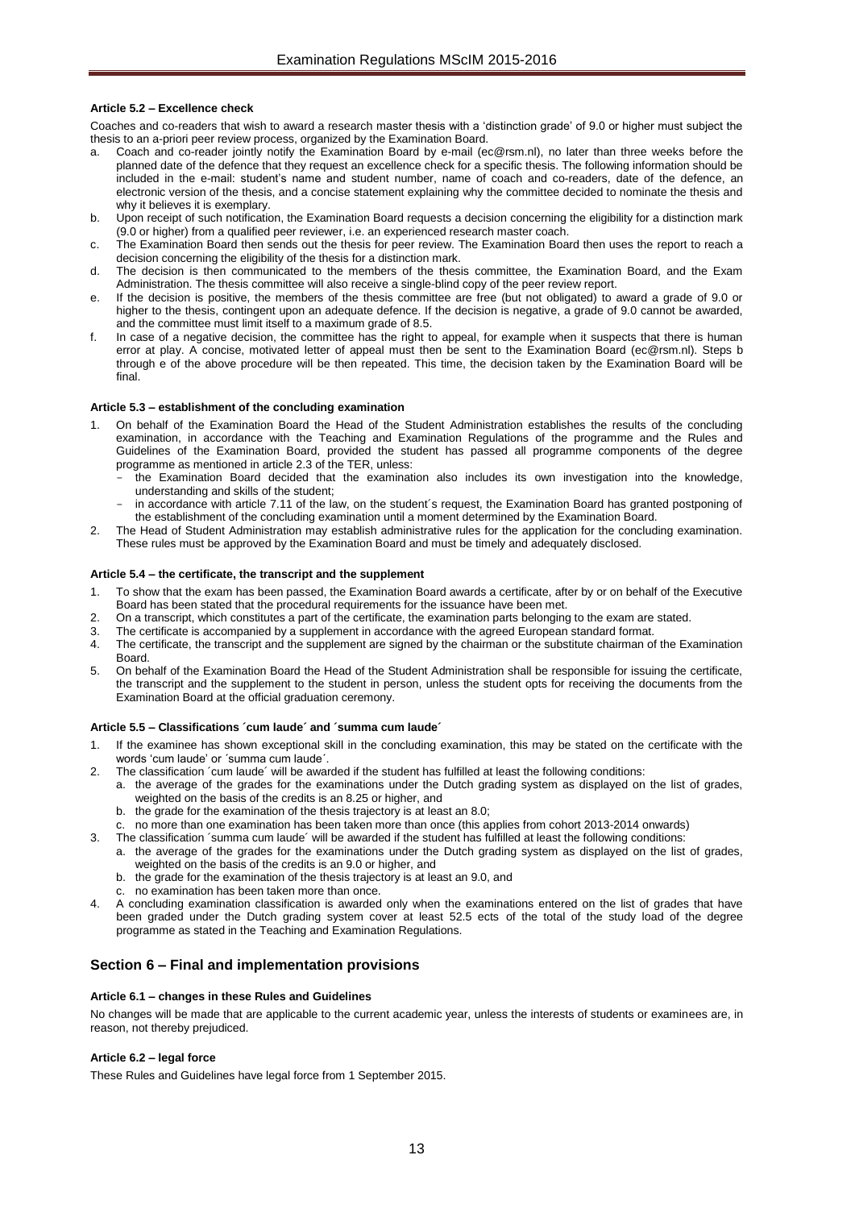#### Article 5.2 – Excellence check

Coaches and co-readers that wish to award a research master thesis with a 'distinction grade' of 9.0 or higher must subject the thesis to an a-priori peer review process, organized by the Examination Board.

a. Coach and co-reader jointly notify the Examination Board by e-mail (ec@rsm.nl), no later than three weeks before the planned date of the defence that they request an excellence check for a specific thesis. The following information should be included in the e-mail: student's name and student number, name of coach and co-readers, date of the defence, an electronic version of the thesis, and a concise statement explaining why the committee decided to nominate the thesis and why it believes it is exemplary.
b. Upon receipt of such notification, the Examination Board requests a decision concerning the eligibility for a distinction mark (9.0 or higher) from a qualified peer reviewer, i.e. an experienced research master coach.
c. The Examination Board then sends out the thesis for peer review. The Examination Board then uses the report to reach a decision concerning the eligibility of the thesis for a distinction mark.
d. The decision is then communicated to the members of the thesis committee, the Examination Board, and the Exam Administration. The thesis committee will also receive a single-blind copy of the peer review report.
e. If the decision is positive, the members of the thesis committee are free (but not obligated) to award a grade of 9.0 or higher to the thesis, contingent upon an adequate defence. If the decision is negative, a grade of 9.0 cannot be awarded, and the committee must limit itself to a maximum grade of 8.5.
f. In case of a negative decision, the committee has the right to appeal, for example when it suspects that there is human error at play. A concise, motivated letter of appeal must then be sent to the Examination Board (ec@rsm.nl). Steps b through e of the above procedure will be then repeated. This time, the decision taken by the Examination Board will be final.

#### Article 5.3 – establishment of the concluding examination

1. On behalf of the Examination Board the Head of the Student Administration establishes the results of the concluding examination, in accordance with the Teaching and Examination Regulations of the programme and the Rules and Guidelines of the Examination Board, provided the student has passed all programme components of the degree programme as mentioned in article 2.3 of the TER, unless:
   - the Examination Board decided that the examination also includes its own investigation into the knowledge, understanding and skills of the student;
   - in accordance with article 7.11 of the law, on the student´s request, the Examination Board has granted postponing of the establishment of the concluding examination until a moment determined by the Examination Board.
2. The Head of Student Administration may establish administrative rules for the application for the concluding examination. These rules must be approved by the Examination Board and must be timely and adequately disclosed.

#### Article 5.4 – the certificate, the transcript and the supplement

1. To show that the exam has been passed, the Examination Board awards a certificate, after by or on behalf of the Executive Board has been stated that the procedural requirements for the issuance have been met.
2. On a transcript, which constitutes a part of the certificate, the examination parts belonging to the exam are stated.
3. The certificate is accompanied by a supplement in accordance with the agreed European standard format.
4. The certificate, the transcript and the supplement are signed by the chairman or the substitute chairman of the Examination Board.
5. On behalf of the Examination Board the Head of the Student Administration shall be responsible for issuing the certificate, the transcript and the supplement to the student in person, unless the student opts for receiving the documents from the Examination Board at the official graduation ceremony.

#### Article 5.5 – Classifications ´cum laude´ and ´summa cum laude´

1. If the examinee has shown exceptional skill in the concluding examination, this may be stated on the certificate with the words 'cum laude' or ´summa cum laude´.
2. The classification ´cum laude´ will be awarded if the student has fulfilled at least the following conditions:
   a. the average of the grades for the examinations under the Dutch grading system as displayed on the list of grades, weighted on the basis of the credits is an 8.25 or higher, and
   b. the grade for the examination of the thesis trajectory is at least an 8.0;
   c. no more than one examination has been taken more than once (this applies from cohort 2013-2014 onwards)
3. The classification ´summa cum laude´ will be awarded if the student has fulfilled at least the following conditions:
   a. the average of the grades for the examinations under the Dutch grading system as displayed on the list of grades, weighted on the basis of the credits is an 9.0 or higher, and
   b. the grade for the examination of the thesis trajectory is at least an 9.0, and
   c. no examination has been taken more than once.
4. A concluding examination classification is awarded only when the examinations entered on the list of grades that have been graded under the Dutch grading system cover at least 52.5 ects of the total of the study load of the degree programme as stated in the Teaching and Examination Regulations.

## Section 6 – Final and implementation provisions

#### Article 6.1 – changes in these Rules and Guidelines

No changes will be made that are applicable to the current academic year, unless the interests of students or examinees are, in reason, not thereby prejudiced.

#### Article 6.2 – legal force

These Rules and Guidelines have legal force from 1 September 2015.